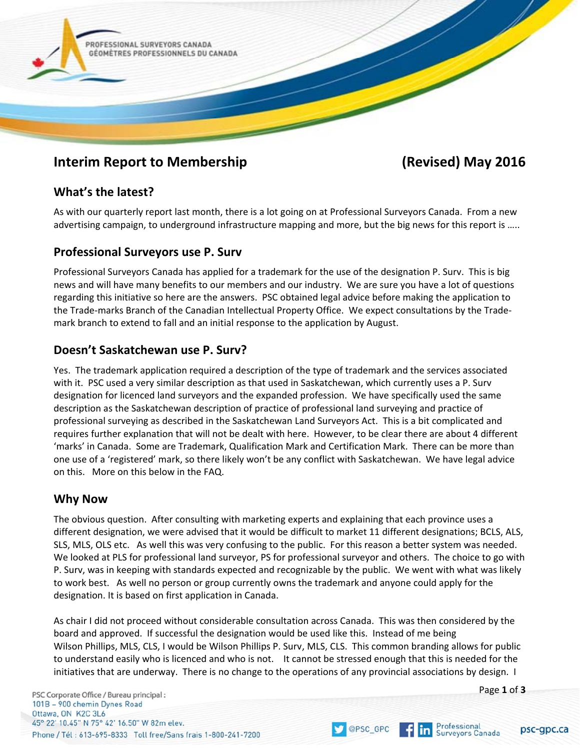# Interim Report to Membership (Revised) May 2016

## What's the latest?

As with our quarterly report last month, there is a lot going on at Professional Surveyors Canada. From a new advertising campaign, to underground infrastructure mapping and more, but the big news for this report is …..

## Professional Surveyors use P. Surv

Professional Surveyors Canada has applied for a trademark for the use of the designation P. Surv. This is big news and will have many benefits to our members and our industry. We are sure you have a lot of questions regarding this initiative so here are the answers. PSC obtained legal advice before making the application to the Trade-marks Branch of the Canadian Intellectual Property Office. We expect consultations by the Trade-mark branch to extend to fall and an initial response to the application by August.

## Doesn't Saskatchewan use P. Surv?

Yes. The trademark application required a description of the type of trademark and the services associated with it. PSC used a very similar description as that used in Saskatchewan, which currently uses a P. Surv designation for licenced land surveyors and the expanded profession. We have specifically used the same description as the Saskatchewan description of practice of professional land surveying and practice of professional surveying as described in the Saskatchewan Land Surveyors Act. This is a bit complicated and requires further explanation that will not be dealt with here. However, to be clear there are about 4 different 'marks' in Canada. Some are Trademark, Qualification Mark and Certification Mark. There can be more than one use of a 'registered' mark, so there likely won't be any conflict with Saskatchewan. We have legal advice on this. More on this below in the FAQ.

## Why Now

The obvious question. After consulting with marketing experts and explaining that each province uses a different designation, we were advised that it would be difficult to market 11 different designations; BCLS, ALS, SLS, MLS, OLS etc. As well this was very confusing to the public. For this reason a better system was needed. We looked at PLS for professional land surveyor, PS for professional surveyor and others. The choice to go with P. Surv, was in keeping with standards expected and recognizable by the public. We went with what was likely to work best. As well no person or group currently owns the trademark and anyone could apply for the designation. It is based on first application in Canada.

As chair I did not proceed without considerable consultation across Canada. This was then considered by the board and approved. If successful the designation would be used like this. Instead of me being Wilson Phillips, MLS, CLS, I would be Wilson Phillips P. Surv, MLS, CLS. This common branding allows for public to understand easily who is licenced and who is not. It cannot be stressed enough that this is needed for the initiatives that are underway. There is no change to the operations of any provincial associations by design. I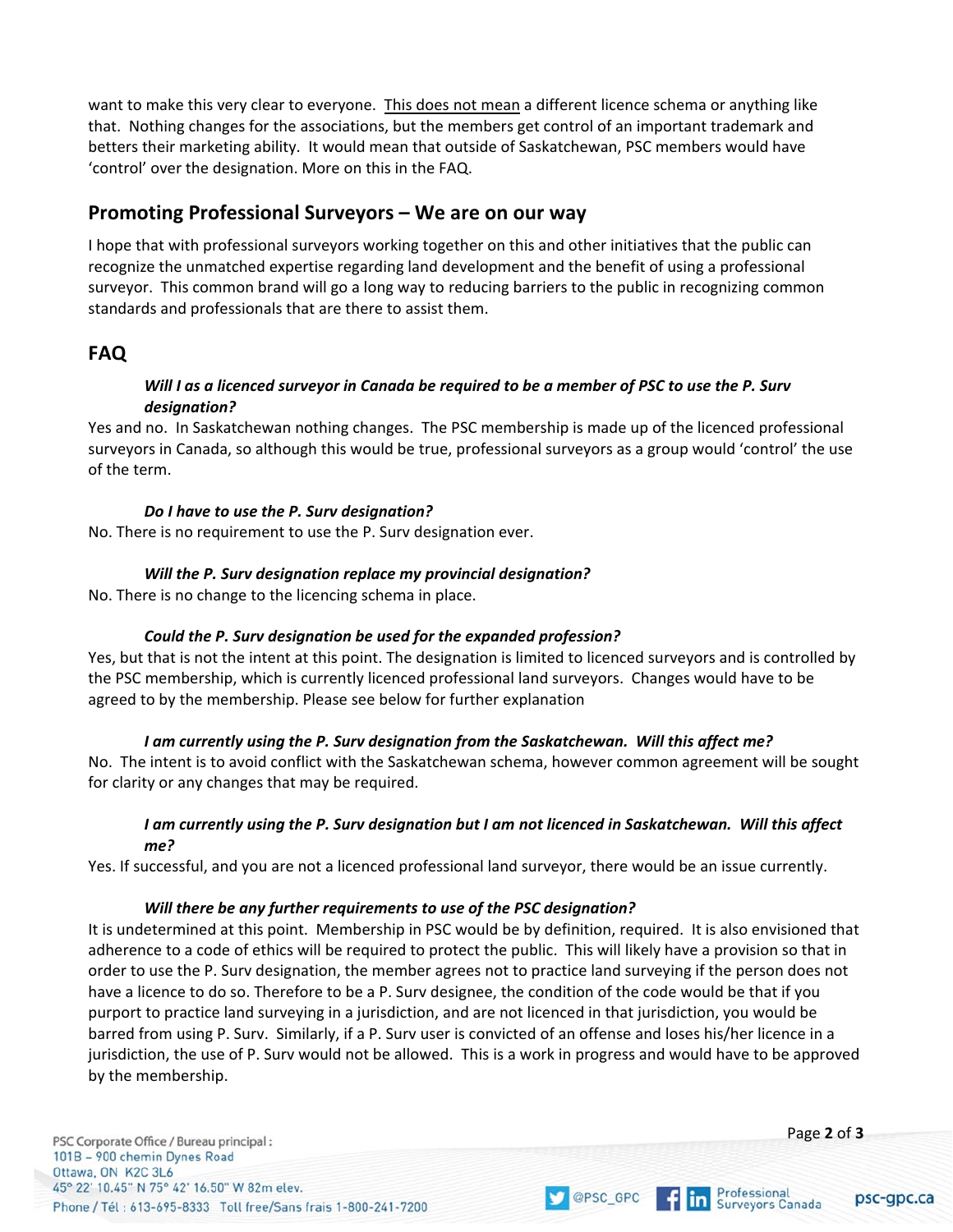want to make this very clear to everyone. This does not mean a different licence schema or anything like that. Nothing changes for the associations, but the members get control of an important trademark and betters their marketing ability. It would mean that outside of Saskatchewan, PSC members would have 'control' over the designation. More on this in the FAQ.

## Promoting Professional Surveyors – We are on our way

I hope that with professional surveyors working together on this and other initiatives that the public can recognize the unmatched expertise regarding land development and the benefit of using a professional surveyor. This common brand will go a long way to reducing barriers to the public in recognizing common standards and professionals that are there to assist them.

## FAQ

***Will I as a licenced surveyor in Canada be required to be a member of PSC to use the P. Surv designation?***

Yes and no. In Saskatchewan nothing changes. The PSC membership is made up of the licenced professional surveyors in Canada, so although this would be true, professional surveyors as a group would 'control' the use of the term.

***Do I have to use the P. Surv designation?***

No. There is no requirement to use the P. Surv designation ever.

***Will the P. Surv designation replace my provincial designation?***

No. There is no change to the licencing schema in place.

***Could the P. Surv designation be used for the expanded profession?***

Yes, but that is not the intent at this point. The designation is limited to licenced surveyors and is controlled by the PSC membership, which is currently licenced professional land surveyors. Changes would have to be agreed to by the membership. Please see below for further explanation

***I am currently using the P. Surv designation from the Saskatchewan. Will this affect me?***

No. The intent is to avoid conflict with the Saskatchewan schema, however common agreement will be sought for clarity or any changes that may be required.

***I am currently using the P. Surv designation but I am not licenced in Saskatchewan. Will this affect me?***

Yes. If successful, and you are not a licenced professional land surveyor, there would be an issue currently.

***Will there be any further requirements to use of the PSC designation?***

It is undetermined at this point. Membership in PSC would be by definition, required. It is also envisioned that adherence to a code of ethics will be required to protect the public. This will likely have a provision so that in order to use the P. Surv designation, the member agrees not to practice land surveying if the person does not have a licence to do so. Therefore to be a P. Surv designee, the condition of the code would be that if you purport to practice land surveying in a jurisdiction, and are not licenced in that jurisdiction, you would be barred from using P. Surv. Similarly, if a P. Surv user is convicted of an offense and loses his/her licence in a jurisdiction, the use of P. Surv would not be allowed. This is a work in progress and would have to be approved by the membership.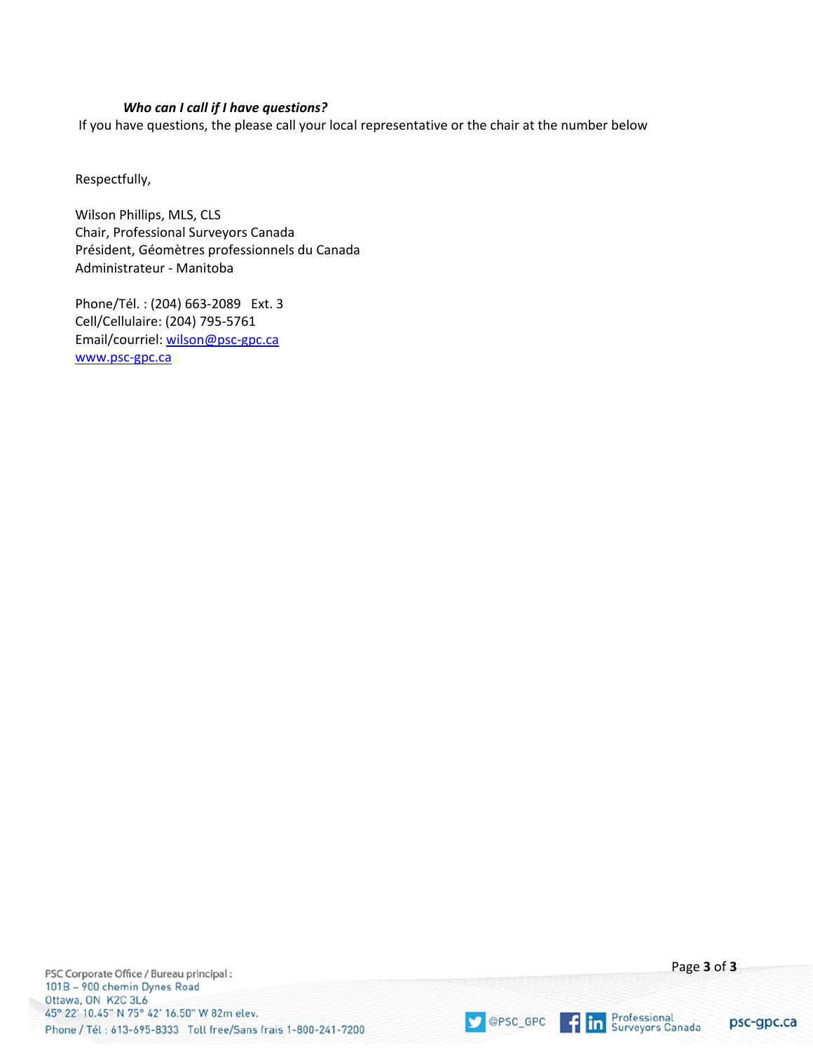***Who can I call if I have questions?***

If you have questions, the please call your local representative or the chair at the number below

Respectfully,

Wilson Phillips, MLS, CLS
Chair, Professional Surveyors Canada
Président, Géomètres professionnels du Canada
Administrateur - Manitoba

Phone/Tél. : (204) 663-2089 Ext. 3
Cell/Cellulaire: (204) 795-5761
Email/courriel: wilson@psc-gpc.ca
www.psc-gpc.ca

PSC Corporate Office / Bureau principal :
101B – 900 chemin Dynes Road
Ottawa, ON K2C 3L6
45° 22' 10.45" N 75° 42' 16.50" W 82m elev.
Phone / Tél : 613-695-8333 Toll free/Sans frais 1-800-241-7200

@PSC_GPC Professional Surveyors Canada psc-gpc.ca